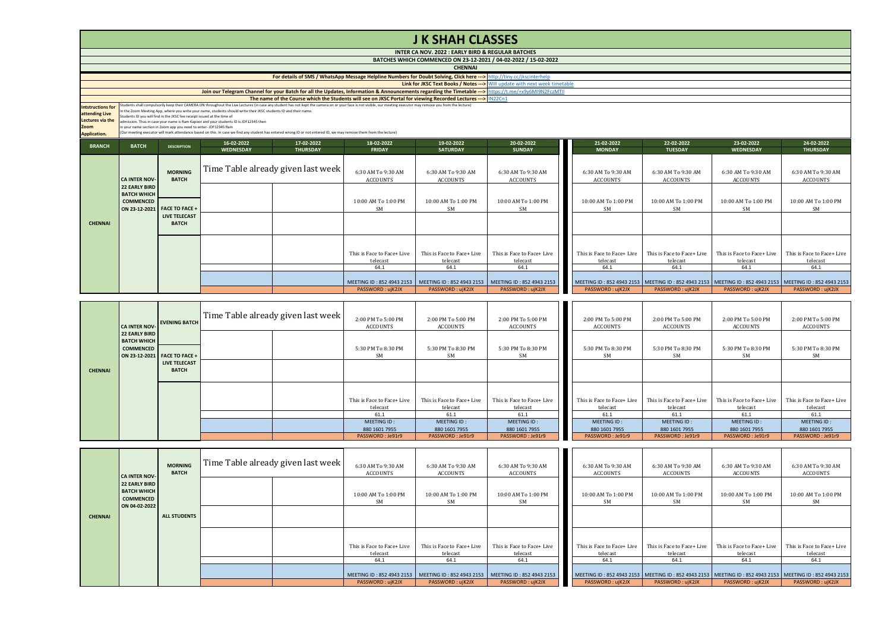# J K SHAH CLASSES

## INTER CA NOV. 2022 : EARLY BIRD & REGULAR BATCHES

## BATCHES WHICH COMMENCED ON 23-12-2021 / 04-02-2022 / 15-02-2022

## CHENNAI

For details of SMS / WhatsApp Message Helpline Numbers for Doubt Solving, Click here ---> http://tiny.cc/jkscinterhelp

Link for JKSC Text Books / Notes ---> Will update with next week timetable

Join our Telegram Channel for your Batch for all the Updates, Information & Announcements regarding the Timetable ---> https://t.me/+x9y6MI9N2FczMTI

The name of the Course which the Students will see on JKSC Portal for viewing Recorded Lectures ---> IN22Cn1

**Intstructions for attending Live Lectures via the Zoom Application.**

Students shall compulsorily keep their CAMERA ON throughout the Live Lectures (in case any student has not kept the camera on or your face is not visible, our meeting executor may remove you from the lecture)
In the Zoom Meeting App, where you write your name, students should write their JKSC students ID and their name.
Students ID you will find in the JKSC fee receipt issued at the time of admission. Thus in case your name is Ram Kapoor and your students ID is JDF12345 then in your name section in Zoom app you need to enter- JDF12345 Ram
(Our meeting executor will mark attendance based on this. In case we find any student has entered wrong ID or not entered ID, we may remove them from the lecture)

| BRANCH | BATCH | DESCRIPTION | 16-02-2022 WEDNESDAY | 17-02-2022 THURSDAY | 18-02-2022 FRIDAY | 19-02-2022 SATURDAY | 20-02-2022 SUNDAY | 21-02-2022 MONDAY | 22-02-2022 TUESDAY | 23-02-2022 WEDNESDAY | 24-02-2022 THURSDAY |
|---|---|---|---|---|---|---|---|---|---|---|---|
| CHENNAI | CA INTER NOV-22 EARLY BIRD BATCH WHICH COMMENCED ON 23-12-2021 | MORNING BATCH | Time Table already given last week | | 6:30 AM To 9:30 AM ACCOUNTS | 6:30 AM To 9:30 AM ACCOUNTS | 6:30 AM To 9:30 AM ACCOUNTS | 6:30 AM To 9:30 AM ACCOUNTS | 6:30 AM To 9:30 AM ACCOUNTS | 6:30 AM To 9:30 AM ACCOUNTS | 6:30 AM To 9:30 AM ACCOUNTS |
| | | | | | 10:00 AM To 1:00 PM SM | 10:00 AM To 1:00 PM SM | 10:00 AM To 1:00 PM SM | 10:00 AM To 1:00 PM SM | 10:00 AM To 1:00 PM SM | 10:00 AM To 1:00 PM SM | 10:00 AM To 1:00 PM SM |
| | | FACE TO FACE + LIVE TELECAST BATCH | | | | | | | | | |
| | | | | | This is Face to Face+ Live telecast | This is Face to Face+ Live telecast | This is Face to Face+ Live telecast | This is Face to Face+ Live telecast | This is Face to Face+ Live telecast | This is Face to Face+ Live telecast | This is Face to Face+ Live telecast |
| | | | | | 64.1 | 64.1 | 64.1 | 64.1 | 64.1 | 64.1 | 64.1 |
| | | | | | MEETING ID : 852 4943 2153 | MEETING ID : 852 4943 2153 | MEETING ID : 852 4943 2153 | MEETING ID : 852 4943 2153 | MEETING ID : 852 4943 2153 | MEETING ID : 852 4943 2153 | MEETING ID : 852 4943 2153 |
| | | | | | PASSWORD : ujK2JX | PASSWORD : ujK2JX | PASSWORD : ujK2JX | PASSWORD : ujK2JX | PASSWORD : ujK2JX | PASSWORD : ujK2JX | PASSWORD : ujK2JX |
| CHENNAI | CA INTER NOV-22 EARLY BIRD BATCH WHICH COMMENCED ON 23-12-2021 | EVENING BATCH | Time Table already given last week | | 2:00 PM To 5:00 PM ACCOUNTS | 2:00 PM To 5:00 PM ACCOUNTS | 2:00 PM To 5:00 PM ACCOUNTS | 2:00 PM To 5:00 PM ACCOUNTS | 2:00 PM To 5:00 PM ACCOUNTS | 2:00 PM To 5:00 PM ACCOUNTS | 2:00 PM To 5:00 PM ACCOUNTS |
| | | | | | 5:30 PM To 8:30 PM SM | 5:30 PM To 8:30 PM SM | 5:30 PM To 8:30 PM SM | 5:30 PM To 8:30 PM SM | 5:30 PM To 8:30 PM SM | 5:30 PM To 8:30 PM SM | 5:30 PM To 8:30 PM SM |
| | | FACE TO FACE + LIVE TELECAST BATCH | | | | | | | | | |
| | | | | | This is Face to Face+ Live telecast | This is Face to Face+ Live telecast | This is Face to Face+ Live telecast | This is Face to Face+ Live telecast | This is Face to Face+ Live telecast | This is Face to Face+ Live telecast | This is Face to Face+ Live telecast |
| | | | | | 61.1 | 61.1 | 61.1 | 61.1 | 61.1 | 61.1 | 61.1 |
| | | | | | MEETING ID : 880 1601 7955 | MEETING ID : 880 1601 7955 | MEETING ID : 880 1601 7955 | MEETING ID : 880 1601 7955 | MEETING ID : 880 1601 7955 | MEETING ID : 880 1601 7955 | MEETING ID : 880 1601 7955 |
| | | | | | PASSWORD : Je91r9 | PASSWORD : Je91r9 | PASSWORD : Je91r9 | PASSWORD : Je91r9 | PASSWORD : Je91r9 | PASSWORD : Je91r9 | PASSWORD : Je91r9 |
| CHENNAI | CA INTER NOV-22 EARLY BIRD BATCH WHICH COMMENCED ON 04-02-2022 | MORNING BATCH | Time Table already given last week | | 6:30 AM To 9:30 AM ACCOUNTS | 6:30 AM To 9:30 AM ACCOUNTS | 6:30 AM To 9:30 AM ACCOUNTS | 6:30 AM To 9:30 AM ACCOUNTS | 6:30 AM To 9:30 AM ACCOUNTS | 6:30 AM To 9:30 AM ACCOUNTS | 6:30 AM To 9:30 AM ACCOUNTS |
| | | | | | 10:00 AM To 1:00 PM SM | 10:00 AM To 1:00 PM SM | 10:00 AM To 1:00 PM SM | 10:00 AM To 1:00 PM SM | 10:00 AM To 1:00 PM SM | 10:00 AM To 1:00 PM SM | 10:00 AM To 1:00 PM SM |
| | | ALL STUDENTS | | | | | | | | | |
| | | | | | This is Face to Face+ Live telecast | This is Face to Face+ Live telecast | This is Face to Face+ Live telecast | This is Face to Face+ Live telecast | This is Face to Face+ Live telecast | This is Face to Face+ Live telecast | This is Face to Face+ Live telecast |
| | | | | | 64.1 | 64.1 | 64.1 | 64.1 | 64.1 | 64.1 | 64.1 |
| | | | | | MEETING ID : 852 4943 2153 | MEETING ID : 852 4943 2153 | MEETING ID : 852 4943 2153 | MEETING ID : 852 4943 2153 | MEETING ID : 852 4943 2153 | MEETING ID : 852 4943 2153 | MEETING ID : 852 4943 2153 |
| | | | | | PASSWORD : ujK2JX | PASSWORD : ujK2JX | PASSWORD : ujK2JX | PASSWORD : ujK2JX | PASSWORD : ujK2JX | PASSWORD : ujK2JX | PASSWORD : ujK2JX |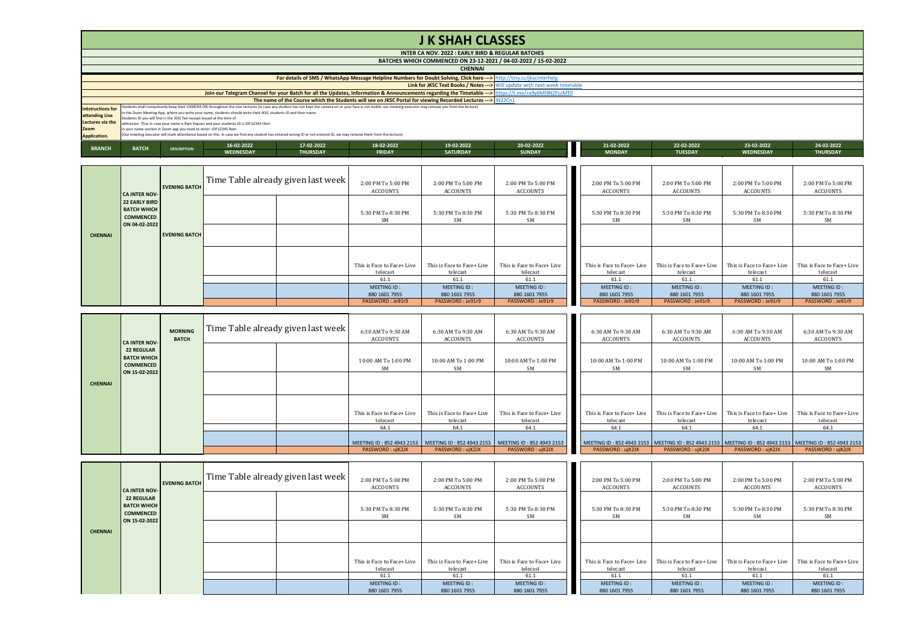# J K SHAH CLASSES

## INTER CA NOV. 2022 : EARLY BIRD & REGULAR BATCHES

### BATCHES WHICH COMMENCED ON 23-12-2021 / 04-02-2022 / 15-02-2022

### CHENNAI

For details of SMS / WhatsApp Message Helpline Numbers for Doubt Solving, Click here ---> http://tiny.cc/jkscinterhelp

Link for JKSC Text Books / Notes ---> Will update with next week timetable

Join our Telegram Channel for your Batch for all the Updates, Information & Announcements regarding the Timetable ---> https://t.me/+x9y6Ml9N2FczMTll

The name of the Course which the Students will see on JKSC Portal for viewing Recorded Lectures ---> IN22Cn1

**Intstructions for attending Live Lectures via the Zoom Application.**

Students shall compulsorily keep their CAMERA ON throughout the Live Lectures (in case any student has not kept the camera on or your face is not visible, our meeting executor may remove you from the lecture)
In the Zoom Meeting App, where you write your name, students should write their JKSC students ID and their name.
Students ID you will find in the JKSC fee receipt issued at the time of admission. Thus in case your name is Ram Kapoor and your students ID is JDF12345 then in your name section in Zoom app you need to enter- JDF12345 Ram
(Our meeting executor will mark attendance based on this. In case we find any student has entered wrong ID or not entered ID, we may remove them from the lecture)

| BRANCH | BATCH | DESCRIPTION | 16-02-2022 WEDNESDAY | 17-02-2022 THURSDAY | 18-02-2022 FRIDAY | 19-02-2022 SATURDAY | 20-02-2022 SUNDAY | 21-02-2022 MONDAY | 22-02-2022 TUESDAY | 23-02-2022 WEDNESDAY | 24-02-2022 THURSDAY |
|---|---|---|---|---|---|---|---|---|---|---|---|
| CHENNAI | CA INTER NOV-22 EARLY BIRD BATCH WHICH COMMENCED ON 04-02-2022 | EVENING BATCH | Time Table already given last week | | 2:00 PM To 5:00 PM ACCOUNTS | 2:00 PM To 5:00 PM ACCOUNTS | 2:00 PM To 5:00 PM ACCOUNTS | 2:00 PM To 5:00 PM ACCOUNTS | 2:00 PM To 5:00 PM ACCOUNTS | 2:00 PM To 5:00 PM ACCOUNTS | 2:00 PM To 5:00 PM ACCOUNTS |
| | | | | | 5:30 PM To 8:30 PM SM | 5:30 PM To 8:30 PM SM | 5:30 PM To 8:30 PM SM | 5:30 PM To 8:30 PM SM | 5:30 PM To 8:30 PM SM | 5:30 PM To 8:30 PM SM | 5:30 PM To 8:30 PM SM |
| | | EVENING BATCH | | | | | | | | | |
| | | | | | This is Face to Face+ Live telecast | This is Face to Face+ Live telecast | This is Face to Face+ Live telecast | This is Face to Face+ Live telecast | This is Face to Face+ Live telecast | This is Face to Face+ Live telecast | This is Face to Face+ Live telecast |
| | | | | | 61.1 | 61.1 | 61.1 | 61.1 | 61.1 | 61.1 | 61.1 |
| | | | | | MEETING ID : 880 1601 7955 | MEETING ID : 880 1601 7955 | MEETING ID : 880 1601 7955 | MEETING ID : 880 1601 7955 | MEETING ID : 880 1601 7955 | MEETING ID : 880 1601 7955 | MEETING ID : 880 1601 7955 |
| | | | | | PASSWORD : Je91r9 | PASSWORD : Je91r9 | PASSWORD : Je91r9 | PASSWORD : Je91r9 | PASSWORD : Je91r9 | PASSWORD : Je91r9 | PASSWORD : Je91r9 |
| CHENNAI | CA INTER NOV-22 REGULAR BATCH WHICH COMMENCED ON 15-02-2022 | MORNING BATCH | Time Table already given last week | | 6:30 AM To 9:30 AM ACCOUNTS | 6:30 AM To 9:30 AM ACCOUNTS | 6:30 AM To 9:30 AM ACCOUNTS | 6:30 AM To 9:30 AM ACCOUNTS | 6:30 AM To 9:30 AM ACCOUNTS | 6:30 AM To 9:30 AM ACCOUNTS | 6:30 AM To 9:30 AM ACCOUNTS |
| | | | | | 10:00 AM To 1:00 PM SM | 10:00 AM To 1:00 PM SM | 10:00 AM To 1:00 PM SM | 10:00 AM To 1:00 PM SM | 10:00 AM To 1:00 PM SM | 10:00 AM To 1:00 PM SM | 10:00 AM To 1:00 PM SM |
| | | | | | | | | | | | |
| | | | | | This is Face to Face+ Live telecast | This is Face to Face+ Live telecast | This is Face to Face+ Live telecast | This is Face to Face+ Live telecast | This is Face to Face+ Live telecast | This is Face to Face+ Live telecast | This is Face to Face+ Live telecast |
| | | | | | 64.1 | 64.1 | 64.1 | 64.1 | 64.1 | 64.1 | 64.1 |
| | | | | | MEETING ID : 852 4943 2153 | MEETING ID : 852 4943 2153 | MEETING ID : 852 4943 2153 | MEETING ID : 852 4943 2153 | MEETING ID : 852 4943 2153 | MEETING ID : 852 4943 2153 | MEETING ID : 852 4943 2153 |
| | | | | | PASSWORD : ujK2JX | PASSWORD : ujK2JX | PASSWORD : ujK2JX | PASSWORD : ujK2JX | PASSWORD : ujK2JX | PASSWORD : ujK2JX | PASSWORD : ujK2JX |
| CHENNAI | CA INTER NOV-22 REGULAR BATCH WHICH COMMENCED ON 15-02-2022 | EVENING BATCH | Time Table already given last week | | 2:00 PM To 5:00 PM ACCOUNTS | 2:00 PM To 5:00 PM ACCOUNTS | 2:00 PM To 5:00 PM ACCOUNTS | 2:00 PM To 5:00 PM ACCOUNTS | 2:00 PM To 5:00 PM ACCOUNTS | 2:00 PM To 5:00 PM ACCOUNTS | 2:00 PM To 5:00 PM ACCOUNTS |
| | | | | | 5:30 PM To 8:30 PM SM | 5:30 PM To 8:30 PM SM | 5:30 PM To 8:30 PM SM | 5:30 PM To 8:30 PM SM | 5:30 PM To 8:30 PM SM | 5:30 PM To 8:30 PM SM | 5:30 PM To 8:30 PM SM |
| | | | | | | | | | | | |
| | | | | | This is Face to Face+ Live telecast | This is Face to Face+ Live telecast | This is Face to Face+ Live telecast | This is Face to Face+ Live telecast | This is Face to Face+ Live telecast | This is Face to Face+ Live telecast | This is Face to Face+ Live telecast |
| | | | | | 61.1 | 61.1 | 61.1 | 61.1 | 61.1 | 61.1 | 61.1 |
| | | | | | MEETING ID : 880 1601 7955 | MEETING ID : 880 1601 7955 | MEETING ID : 880 1601 7955 | MEETING ID : 880 1601 7955 | MEETING ID : 880 1601 7955 | MEETING ID : 880 1601 7955 | MEETING ID : 880 1601 7955 |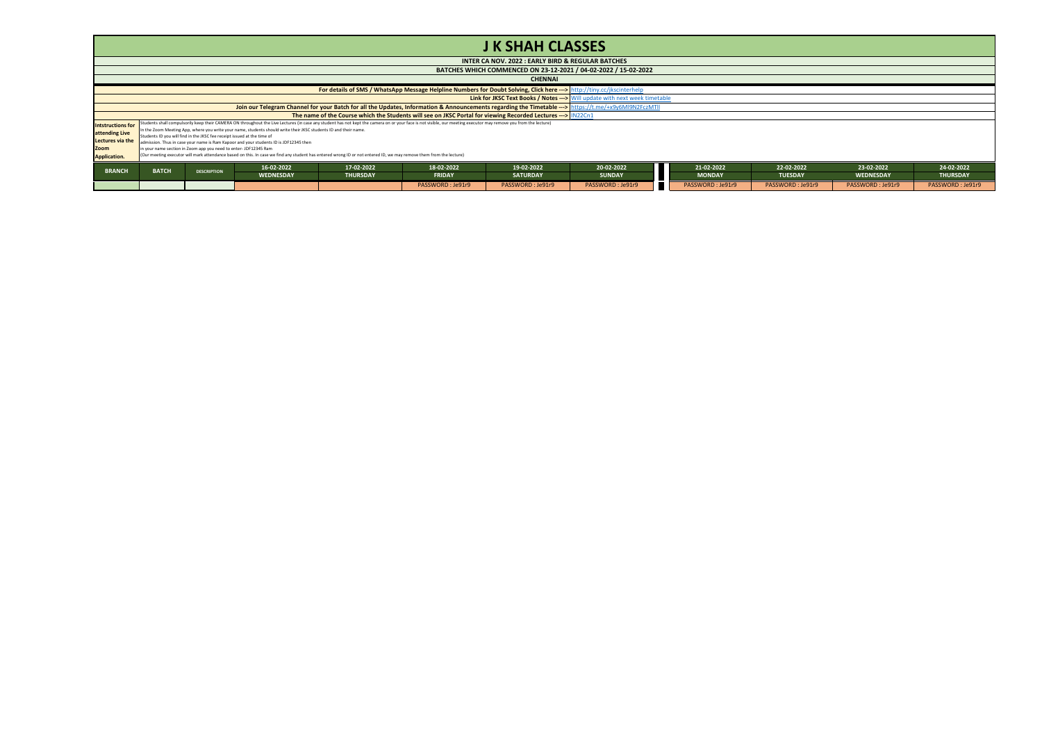# J K SHAH CLASSES

**INTER CA NOV. 2022 : EARLY BIRD & REGULAR BATCHES**

**BATCHES WHICH COMMENCED ON 23-12-2021 / 04-02-2022 / 15-02-2022**

**CHENNAI**

**For details of SMS / WhatsApp Message Helpline Numbers for Doubt Solving, Click here --->** http://tiny.cc/jkscinterhelp

**Link for JKSC Text Books / Notes --->** Will update with next week timetable

**Join our Telegram Channel for your Batch for all the Updates, Information & Announcements regarding the Timetable --->** https://t.me/+x9y6MI9N2FczMTIl

**The name of the Course which the Students will see on JKSC Portal for viewing Recorded Lectures --->** IN22Cn1

**Intstructions for attending Live Lectures via the Zoom Application.**

Students shall compulsorily keep their CAMERA ON throughout the Live Lectures (in case any student has not kept the camera on or your face is not visible, our meeting executor may remove you from the lecture)
In the Zoom Meeting App, where you write your name, students should write their JKSC students ID and their name.
Students ID you will find in the JKSC fee receipt issued at the time of admission. Thus in case your name is Ram Kapoor and your students ID is JDF12345 then in your name section in Zoom app you need to enter- JDF12345 Ram
(Our meeting executor will mark attendance based on this. In case we find any student has entered wrong ID or not entered ID, we may remove them from the lecture)

| BRANCH | BATCH | DESCRIPTION | 16-02-2022 WEDNESDAY | 17-02-2022 THURSDAY | 18-02-2022 FRIDAY | 19-02-2022 SATURDAY | 20-02-2022 SUNDAY | | 21-02-2022 MONDAY | 22-02-2022 TUESDAY | 23-02-2022 WEDNESDAY | 24-02-2022 THURSDAY |
|---|---|---|---|---|---|---|---|---|---|---|---|---|
| | | | | | PASSWORD : Je91r9 | PASSWORD : Je91r9 | PASSWORD : Je91r9 | | PASSWORD : Je91r9 | PASSWORD : Je91r9 | PASSWORD : Je91r9 | PASSWORD : Je91r9 |